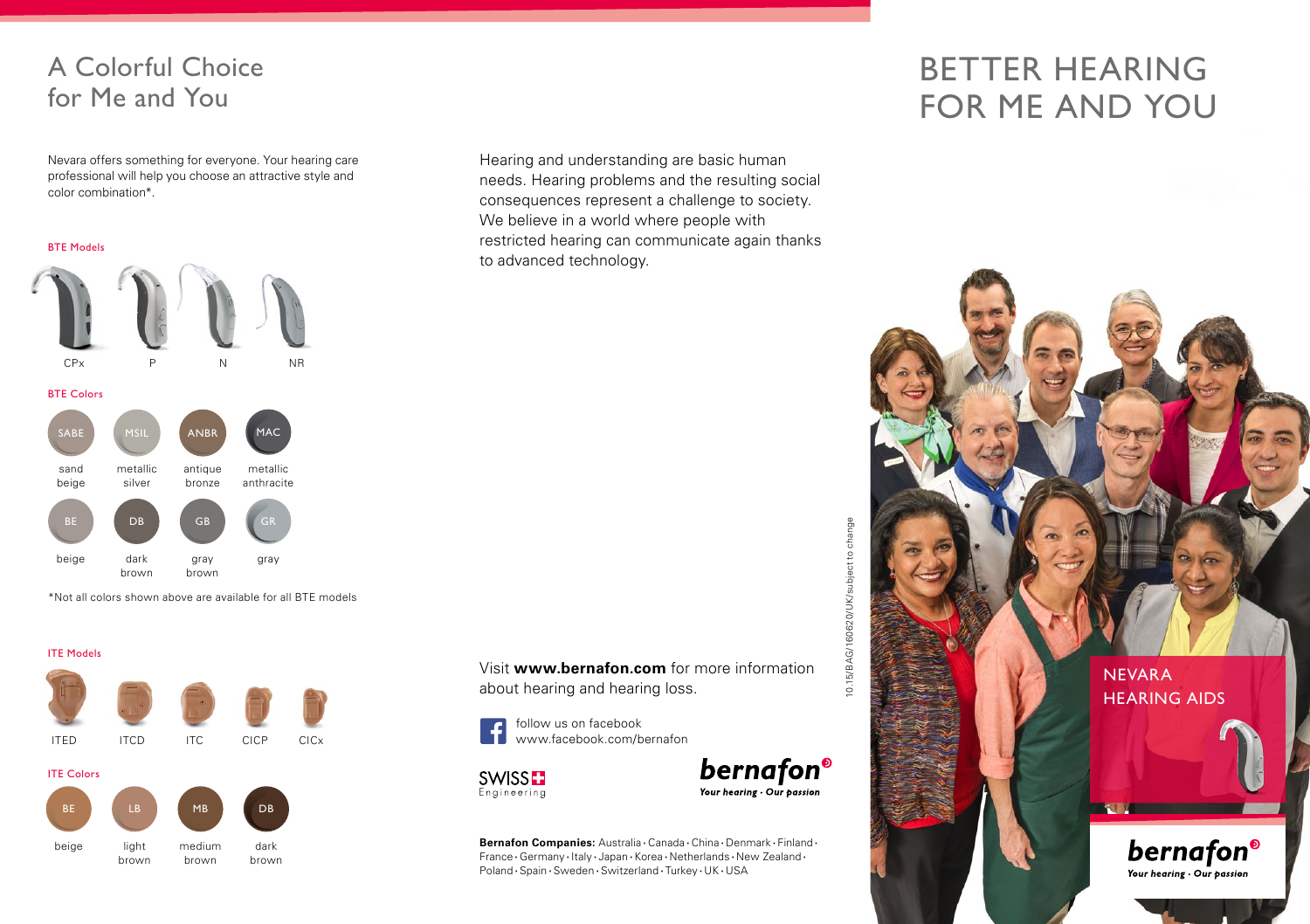# A Colorful Choice for Me and You

Nevara offers something for everyone. Your hearing care professional will help you choose an attractive style and color combination*.

### BTE Models

CPx · P · N · NR

### BTE Colors

- SABE – sand beige
- MSIL – metallic silver
- ANBR – antique bronze
- MAC – metallic anthracite
- BE – beige
- DB – dark brown
- GB – gray brown
- GR – gray

*Not all colors shown above are available for all BTE models

### ITE Models

ITED · ITCD · ITC · CICP · CICx

### ITE Colors

- BE – beige
- LB – light brown
- MB – medium brown
- DB – dark brown

Hearing and understanding are basic human needs. Hearing problems and the resulting social consequences represent a challenge to society. We believe in a world where people with restricted hearing can communicate again thanks to advanced technology.

Visit **www.bernafon.com** for more information about hearing and hearing loss.

follow us on facebook
www.facebook.com/bernafon

SWISS Engineering

bernafon
*Your hearing · Our passion*

**Bernafon Companies:** Australia · Canada · China · Denmark · Finland · France · Germany · Italy · Japan · Korea · Netherlands · New Zealand · Poland · Spain · Sweden · Switzerland · Turkey · UK · USA

10.15/BAG/160620/UK/subject to change

# BETTER HEARING FOR ME AND YOU

## NEVARA HEARING AIDS

bernafon
*Your hearing · Our passion*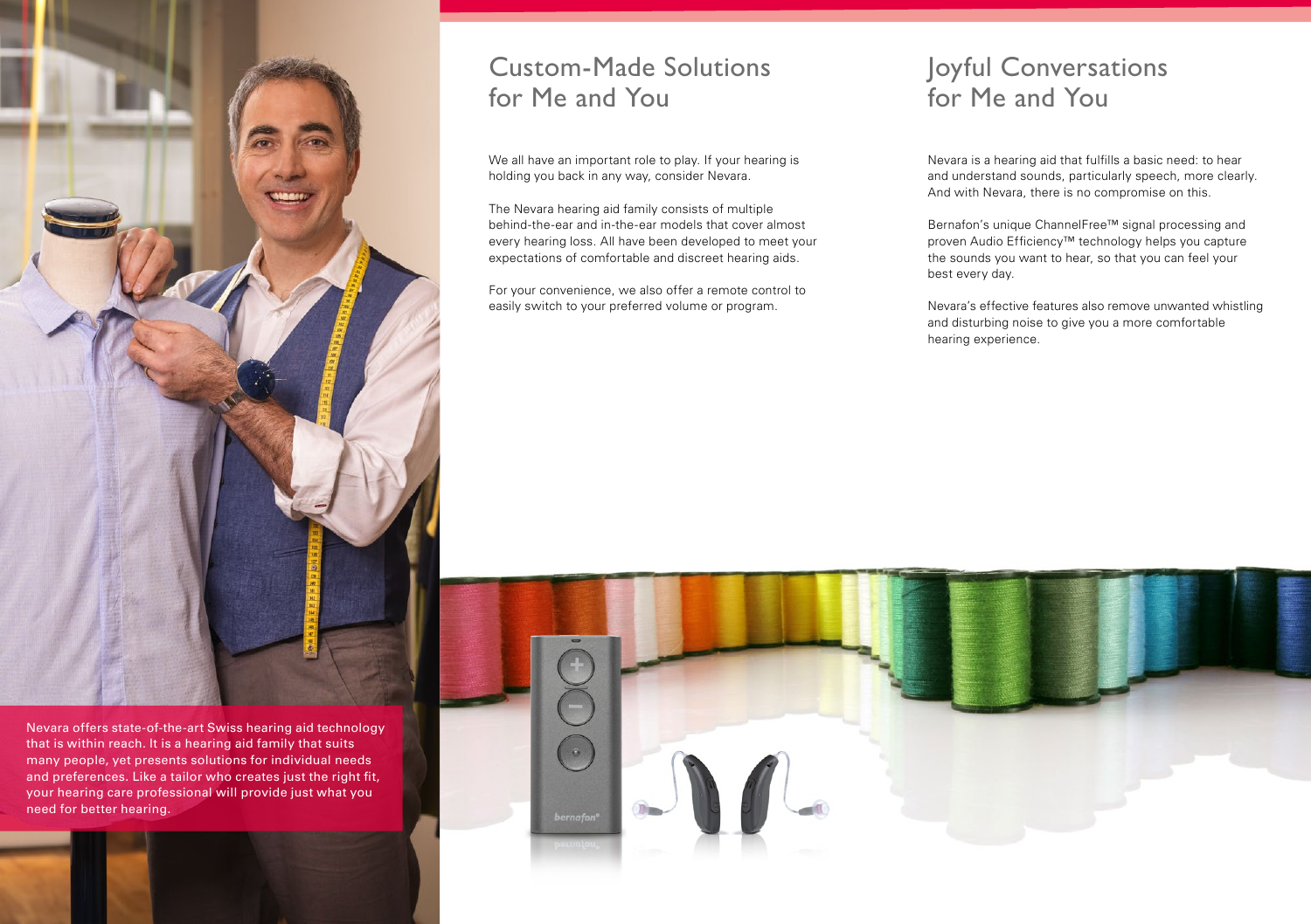Nevara offers state-of-the-art Swiss hearing aid technology that is within reach. It is a hearing aid family that suits many people, yet presents solutions for individual needs and preferences. Like a tailor who creates just the right fit, your hearing care professional will provide just what you need for better hearing.

## Custom-Made Solutions for Me and You

We all have an important role to play. If your hearing is holding you back in any way, consider Nevara.

The Nevara hearing aid family consists of multiple behind-the-ear and in-the-ear models that cover almost every hearing loss. All have been developed to meet your expectations of comfortable and discreet hearing aids.

For your convenience, we also offer a remote control to easily switch to your preferred volume or program.

## Joyful Conversations for Me and You

Nevara is a hearing aid that fulfills a basic need: to hear and understand sounds, particularly speech, more clearly. And with Nevara, there is no compromise on this.

Bernafon's unique ChannelFree™ signal processing and proven Audio Efficiency™ technology helps you capture the sounds you want to hear, so that you can feel your best every day.

Nevara's effective features also remove unwanted whistling and disturbing noise to give you a more comfortable hearing experience.